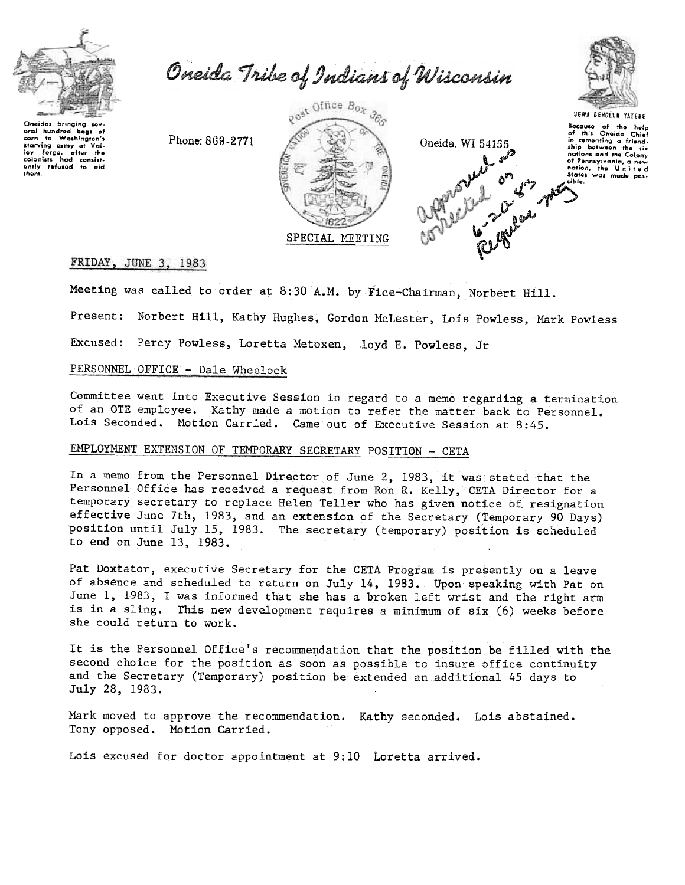# Oneida Tribe of Indians of Wisconsin

Oneidas bringing several hundred bags of corn to Washington's starving army at Valley Forge, after the colonists had consistently refused to aid them.

Phone: 869-2771

Post Office Box 365

Oneida, WI 54155

UGWA DEHOLUH YATEHE

Because of the help of this Oneida Chief in cementing a friendship between the six nations and the Colony of Pennsylvania, a new nation, the United States was made possible.

approved as corrected on 6-20-83 Regular mtg

SPECIAL MEETING

FRIDAY, JUNE 3, 1983

Meeting was called to order at 8:30 A.M. by Fice-Chairman, Norbert Hill.

Present: Norbert Hill, Kathy Hughes, Gordon McLester, Lois Powless, Mark Powless

Excused: Percy Powless, Loretta Metoxen, loyd E. Powless, Jr

## PERSONNEL OFFICE - Dale Wheelock

Committee went into Executive Session in regard to a memo regarding a termination of an OTE employee. Kathy made a motion to refer the matter back to Personnel. Lois Seconded. Motion Carried. Came out of Executive Session at 8:45.

## EMPLOYMENT EXTENSION OF TEMPORARY SECRETARY POSITION - CETA

In a memo from the Personnel Director of June 2, 1983, it was stated that the Personnel Office has received a request from Ron R. Kelly, CETA Director for a temporary secretary to replace Helen Teller who has given notice of resignation effective June 7th, 1983, and an extension of the Secretary (Temporary 90 Days) position until July 15, 1983. The secretary (temporary) position is scheduled to end on June 13, 1983.

Pat Doxtator, executive Secretary for the CETA Program is presently on a leave of absence and scheduled to return on July 14, 1983. Upon speaking with Pat on June 1, 1983, I was informed that she has a broken left wrist and the right arm is in a sling. This new development requires a minimum of six (6) weeks before she could return to work.

It is the Personnel Office's recommendation that the position be filled with the second choice for the position as soon as possible to insure office continuity and the Secretary (Temporary) position be extended an additional 45 days to July 28, 1983.

Mark moved to approve the recommendation. Kathy seconded. Lois abstained. Tony opposed. Motion Carried.

Lois excused for doctor appointment at 9:10 Loretta arrived.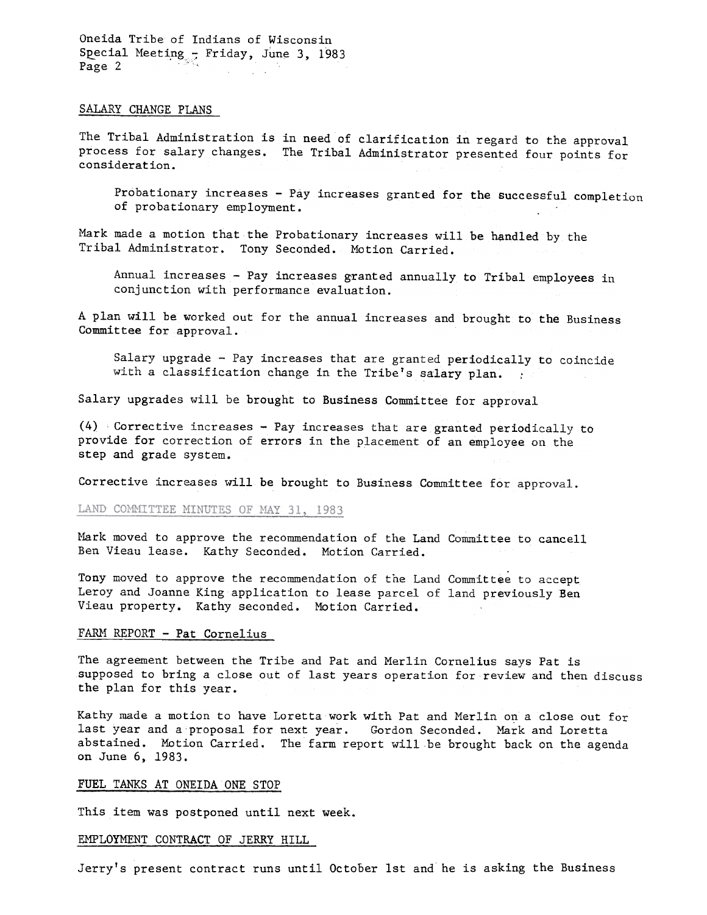## SALARY CHANGE PLANS

The Tribal Administration is in need of clarification in regard to the approval process for salary changes. The Tribal Administrator presented four points for consideration.

> Probationary increases - Pay increases granted for the successful completion of probationary employment.

Mark made a motion that the Probationary increases will be handled by the Tribal Administrator. Tony Seconded. Motion Carried.

> Annual increases - Pay increases granted annually to Tribal employees in conjunction with performance evaluation.

A plan will be worked out for the annual increases and brought to the Business Committee for approval.

> Salary upgrade - Pay increases that are granted periodically to coincide with a classification change in the Tribe's salary plan.

Salary upgrades will be brought to Business Committee for approval

(4) Corrective increases - Pay increases that are granted periodically to provide for correction of errors in the placement of an employee on the step and grade system.

Corrective increases will be brought to Business Committee for approval.

## LAND COMMITTEE MINUTES OF MAY 31, 1983

Mark moved to approve the recommendation of the Land Committee to cancell Ben Vieau lease. Kathy Seconded. Motion Carried.

Tony moved to approve the recommendation of the Land Committee to accept Leroy and Joanne King application to lease parcel of land previously Ben Vieau property. Kathy seconded. Motion Carried.

## FARM REPORT - Pat Cornelius

The agreement between the Tribe and Pat and Merlin Cornelius says Pat is supposed to bring a close out of last years operation for review and then discuss the plan for this year.

Kathy made a motion to have Loretta work with Pat and Merlin on a close out for last year and a proposal for next year. Gordon Seconded. Mark and Loretta abstained. Motion Carried. The farm report will be brought back on the agenda on June 6, 1983.

## FUEL TANKS AT ONEIDA ONE STOP

This item was postponed until next week.

## EMPLOYMENT CONTRACT OF JERRY HILL

Jerry's present contract runs until October 1st and he is asking the Business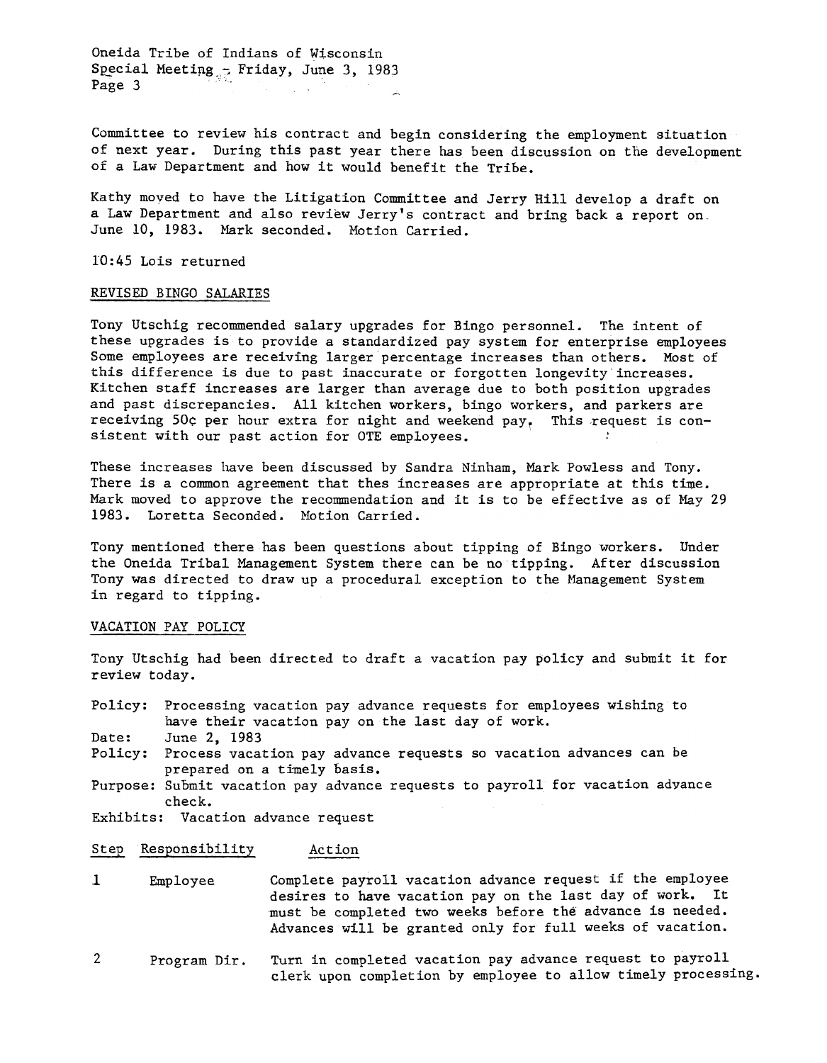Committee to review his contract and begin considering the employment situation of next year. During this past year there has been discussion on the development of a Law Department and how it would benefit the Tribe.

Kathy moved to have the Litigation Committee and Jerry Hill develop a draft on a Law Department and also review Jerry's contract and bring back a report on June 10, 1983. Mark seconded. Motion Carried.

10:45 Lois returned

REVISED BINGO SALARIES

Tony Utschig recommended salary upgrades for Bingo personnel. The intent of these upgrades is to provide a standardized pay system for enterprise employees Some employees are receiving larger percentage increases than others. Most of this difference is due to past inaccurate or forgotten longevity increases. Kitchen staff increases are larger than average due to both position upgrades and past discrepancies. All kitchen workers, bingo workers, and parkers are receiving 50¢ per hour extra for night and weekend pay. This request is consistent with our past action for OTE employees.

These increases have been discussed by Sandra Ninham, Mark Powless and Tony. There is a common agreement that thes increases are appropriate at this time. Mark moved to approve the recommendation and it is to be effective as of May 29 1983. Loretta Seconded. Motion Carried.

Tony mentioned there has been questions about tipping of Bingo workers. Under the Oneida Tribal Management System there can be no tipping. After discussion Tony was directed to draw up a procedural exception to the Management System in regard to tipping.

VACATION PAY POLICY

Tony Utschig had been directed to draft a vacation pay policy and submit it for review today.

Policy: Processing vacation pay advance requests for employees wishing to have their vacation pay on the last day of work.
Date: June 2, 1983
Policy: Process vacation pay advance requests so vacation advances can be prepared on a timely basis.
Purpose: Submit vacation pay advance requests to payroll for vacation advance check.
Exhibits: Vacation advance request

| Step | Responsibility | Action |
|---|---|---|
| 1 | Employee | Complete payroll vacation advance request if the employee desires to have vacation pay on the last day of work. It must be completed two weeks before the advance is needed. Advances will be granted only for full weeks of vacation. |
| 2 | Program Dir. | Turn in completed vacation pay advance request to payroll clerk upon completion by employee to allow timely processing. |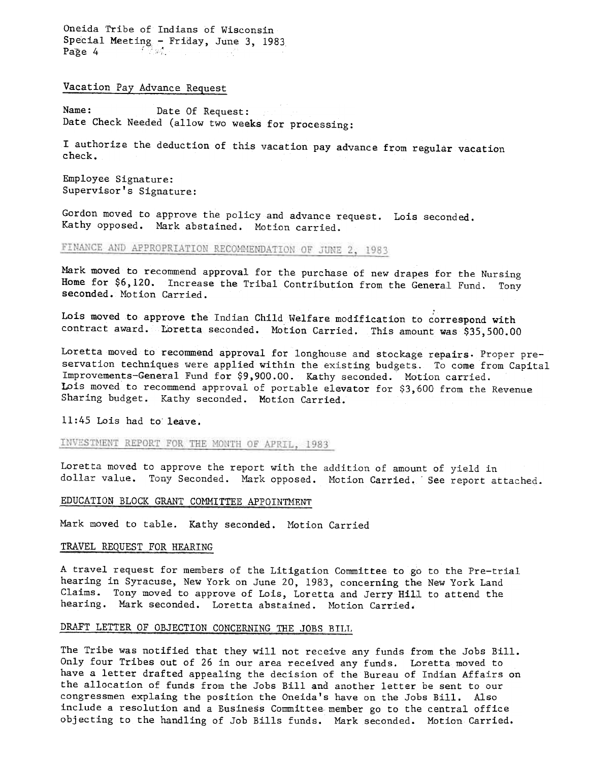## Vacation Pay Advance Request

Name: Date Of Request:
Date Check Needed (allow two weeks for processing:

I authorize the deduction of this vacation pay advance from regular vacation check.

Employee Signature:
Supervisor's Signature:

Gordon moved to approve the policy and advance request. Lois seconded. Kathy opposed. Mark abstained. Motion carried.

## FINANCE AND APPROPRIATION RECOMMENDATION OF JUNE 2, 1983

Mark moved to recommend approval for the purchase of new drapes for the Nursing Home for $6,120. Increase the Tribal Contribution from the General Fund. Tony seconded. Motion Carried.

Lois moved to approve the Indian Child Welfare modification to correspond with contract award. Loretta seconded. Motion Carried. This amount was $35,500.00

Loretta moved to recommend approval for longhouse and stockage repairs. Proper preservation techniques were applied within the existing budgets. To come from Capital Improvements-General Fund for $9,900.00. Kathy seconded. Motion carried.
Lois moved to recommend approval of portable elevator for $3,600 from the Revenue Sharing budget. Kathy seconded. Motion Carried.

11:45 Lois had to leave.

## INVESTMENT REPORT FOR THE MONTH OF APRIL, 1983

Loretta moved to approve the report with the addition of amount of yield in dollar value. Tony Seconded. Mark opposed. Motion Carried. See report attached.

## EDUCATION BLOCK GRANT COMMITTEE APPOINTMENT

Mark moved to table. Kathy seconded. Motion Carried

## TRAVEL REQUEST FOR HEARING

A travel request for members of the Litigation Committee to go to the Pre-trial hearing in Syracuse, New York on June 20, 1983, concerning the New York Land Claims. Tony moved to approve of Lois, Loretta and Jerry Hill to attend the hearing. Mark seconded. Loretta abstained. Motion Carried.

## DRAFT LETTER OF OBJECTION CONCERNING THE JOBS BILL

The Tribe was notified that they will not receive any funds from the Jobs Bill. Only four Tribes out of 26 in our area received any funds. Loretta moved to have a letter drafted appealing the decision of the Bureau of Indian Affairs on the allocation of funds from the Jobs Bill and another letter be sent to our congressmen explaing the position the Oneida's have on the Jobs Bill. Also include a resolution and a Business Committee member go to the central office objecting to the handling of Job Bills funds. Mark seconded. Motion Carried.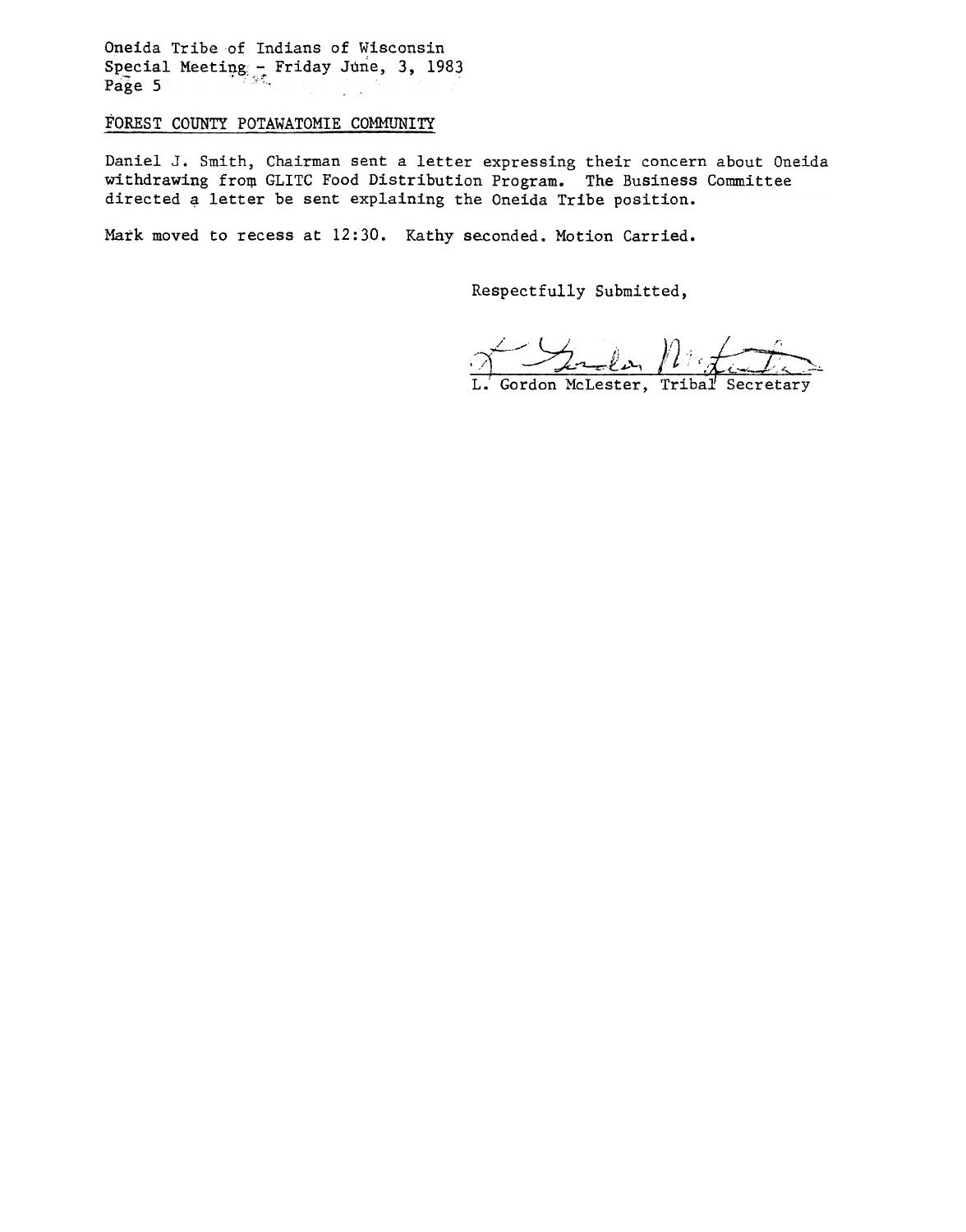## FOREST COUNTY POTAWATOMIE COMMUNITY

Daniel J. Smith, Chairman sent a letter expressing their concern about Oneida withdrawing from GLITC Food Distribution Program. The Business Committee directed a letter be sent explaining the Oneida Tribe position.

Mark moved to recess at 12:30. Kathy seconded. Motion Carried.

Respectfully Submitted,

L. Gordon McLester, Tribal Secretary